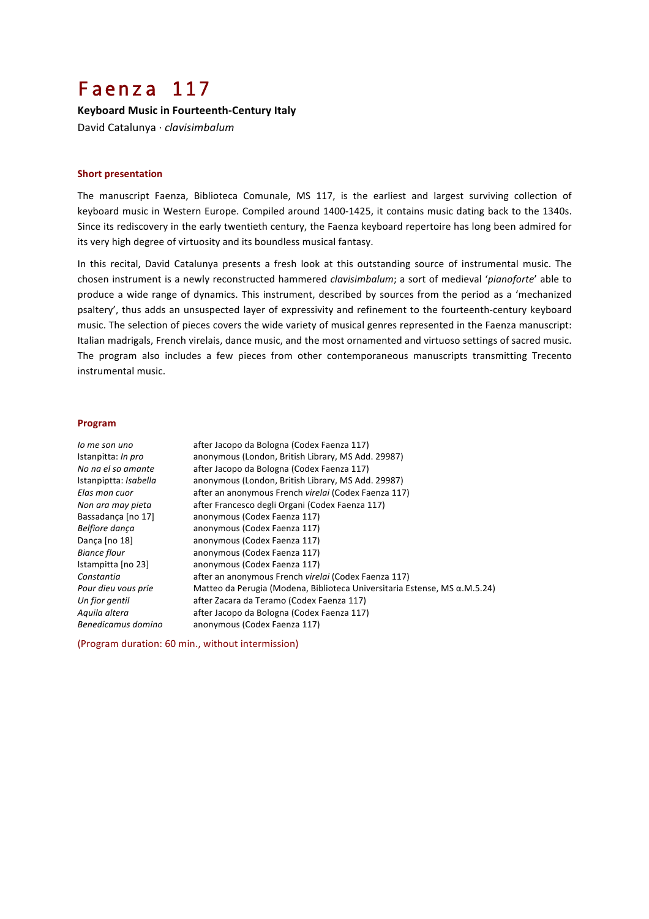# Faenza 117

**Keyboard Music in Fourteenth-Century Italy**

David Catalunya · *clavisimbalum*

### Short presentation

The manuscript Faenza, Biblioteca Comunale, MS 117, is the earliest and largest surviving collection of keyboard music in Western Europe. Compiled around 1400-1425, it contains music dating back to the 1340s. Since its rediscovery in the early twentieth century, the Faenza keyboard repertoire has long been admired for its very high degree of virtuosity and its boundless musical fantasy.

In this recital, David Catalunya presents a fresh look at this outstanding source of instrumental music. The chosen instrument is a newly reconstructed hammered *clavisimbalum*; a sort of medieval '*pianoforte*' able to produce a wide range of dynamics. This instrument, described by sources from the period as a 'mechanized psaltery', thus adds an unsuspected layer of expressivity and refinement to the fourteenth-century keyboard music. The selection of pieces covers the wide variety of musical genres represented in the Faenza manuscript: Italian madrigals, French virelais, dance music, and the most ornamented and virtuoso settings of sacred music. The program also includes a few pieces from other contemporaneous manuscripts transmitting Trecento instrumental music.

### Program

| | |
|---|---|
| *Io me son uno* | after Jacopo da Bologna (Codex Faenza 117) |
| Istanpitta: *In pro* | anonymous (London, British Library, MS Add. 29987) |
| *No na el so amante* | after Jacopo da Bologna (Codex Faenza 117) |
| Istanpiptta: *Isabella* | anonymous (London, British Library, MS Add. 29987) |
| *Elas mon cuor* | after an anonymous French *virelai* (Codex Faenza 117) |
| *Non ara may pieta* | after Francesco degli Organi (Codex Faenza 117) |
| Bassadança [no 17] | anonymous (Codex Faenza 117) |
| *Belfiore dança* | anonymous (Codex Faenza 117) |
| Dança [no 18] | anonymous (Codex Faenza 117) |
| *Biance flour* | anonymous (Codex Faenza 117) |
| Istampitta [no 23] | anonymous (Codex Faenza 117) |
| *Constantia* | after an anonymous French *virelai* (Codex Faenza 117) |
| *Pour dieu vous prie* | Matteo da Perugia (Modena, Biblioteca Universitaria Estense, MS α.M.5.24) |
| *Un fior gentil* | after Zacara da Teramo (Codex Faenza 117) |
| *Aquila altera* | after Jacopo da Bologna (Codex Faenza 117) |
| *Benedicamus domino* | anonymous (Codex Faenza 117) |

(Program duration: 60 min., without intermission)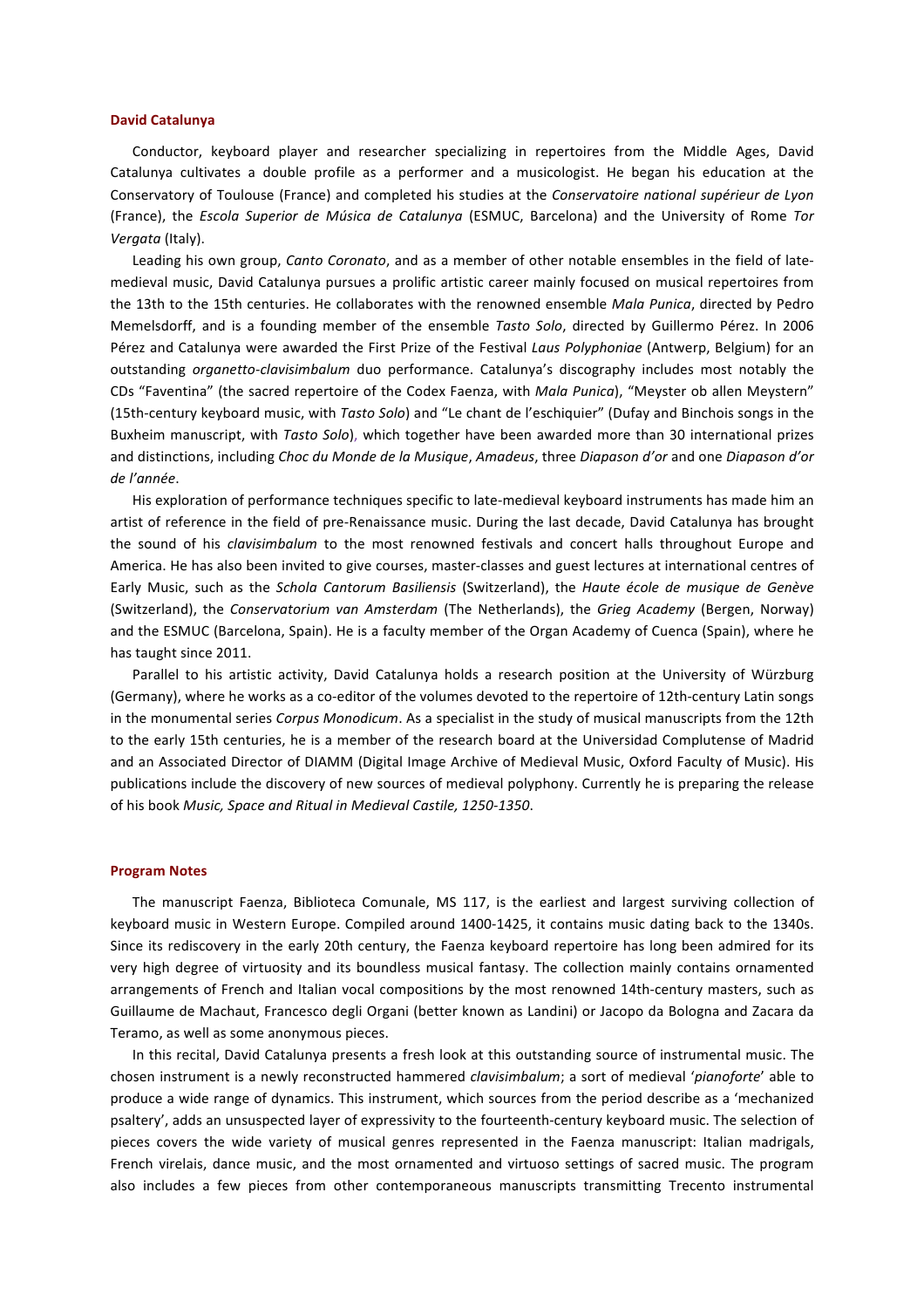## David Catalunya

Conductor, keyboard player and researcher specializing in repertoires from the Middle Ages, David Catalunya cultivates a double profile as a performer and a musicologist. He began his education at the Conservatory of Toulouse (France) and completed his studies at the *Conservatoire national supérieur de Lyon* (France), the *Escola Superior de Música de Catalunya* (ESMUC, Barcelona) and the University of Rome *Tor Vergata* (Italy).

Leading his own group, *Canto Coronato*, and as a member of other notable ensembles in the field of late-medieval music, David Catalunya pursues a prolific artistic career mainly focused on musical repertoires from the 13th to the 15th centuries. He collaborates with the renowned ensemble *Mala Punica*, directed by Pedro Memelsdorff, and is a founding member of the ensemble *Tasto Solo*, directed by Guillermo Pérez. In 2006 Pérez and Catalunya were awarded the First Prize of the Festival *Laus Polyphoniae* (Antwerp, Belgium) for an outstanding *organetto-clavisimbalum* duo performance. Catalunya's discography includes most notably the CDs "Faventina" (the sacred repertoire of the Codex Faenza, with *Mala Punica*), "Meyster ob allen Meystern" (15th-century keyboard music, with *Tasto Solo*) and "Le chant de l'eschiquier" (Dufay and Binchois songs in the Buxheim manuscript, with *Tasto Solo*), which together have been awarded more than 30 international prizes and distinctions, including *Choc du Monde de la Musique*, *Amadeus*, three *Diapason d'or* and one *Diapason d'or de l'année*.

His exploration of performance techniques specific to late-medieval keyboard instruments has made him an artist of reference in the field of pre-Renaissance music. During the last decade, David Catalunya has brought the sound of his *clavisimbalum* to the most renowned festivals and concert halls throughout Europe and America. He has also been invited to give courses, master-classes and guest lectures at international centres of Early Music, such as the *Schola Cantorum Basiliensis* (Switzerland), the *Haute école de musique de Genève* (Switzerland), the *Conservatorium van Amsterdam* (The Netherlands), the *Grieg Academy* (Bergen, Norway) and the ESMUC (Barcelona, Spain). He is a faculty member of the Organ Academy of Cuenca (Spain), where he has taught since 2011.

Parallel to his artistic activity, David Catalunya holds a research position at the University of Würzburg (Germany), where he works as a co-editor of the volumes devoted to the repertoire of 12th-century Latin songs in the monumental series *Corpus Monodicum*. As a specialist in the study of musical manuscripts from the 12th to the early 15th centuries, he is a member of the research board at the Universidad Complutense of Madrid and an Associated Director of DIAMM (Digital Image Archive of Medieval Music, Oxford Faculty of Music). His publications include the discovery of new sources of medieval polyphony. Currently he is preparing the release of his book *Music, Space and Ritual in Medieval Castile, 1250-1350*.

## Program Notes

The manuscript Faenza, Biblioteca Comunale, MS 117, is the earliest and largest surviving collection of keyboard music in Western Europe. Compiled around 1400-1425, it contains music dating back to the 1340s. Since its rediscovery in the early 20th century, the Faenza keyboard repertoire has long been admired for its very high degree of virtuosity and its boundless musical fantasy. The collection mainly contains ornamented arrangements of French and Italian vocal compositions by the most renowned 14th-century masters, such as Guillaume de Machaut, Francesco degli Organi (better known as Landini) or Jacopo da Bologna and Zacara da Teramo, as well as some anonymous pieces.

In this recital, David Catalunya presents a fresh look at this outstanding source of instrumental music. The chosen instrument is a newly reconstructed hammered *clavisimbalum*; a sort of medieval '*pianoforte*' able to produce a wide range of dynamics. This instrument, which sources from the period describe as a 'mechanized psaltery', adds an unsuspected layer of expressivity to the fourteenth-century keyboard music. The selection of pieces covers the wide variety of musical genres represented in the Faenza manuscript: Italian madrigals, French virelais, dance music, and the most ornamented and virtuoso settings of sacred music. The program also includes a few pieces from other contemporaneous manuscripts transmitting Trecento instrumental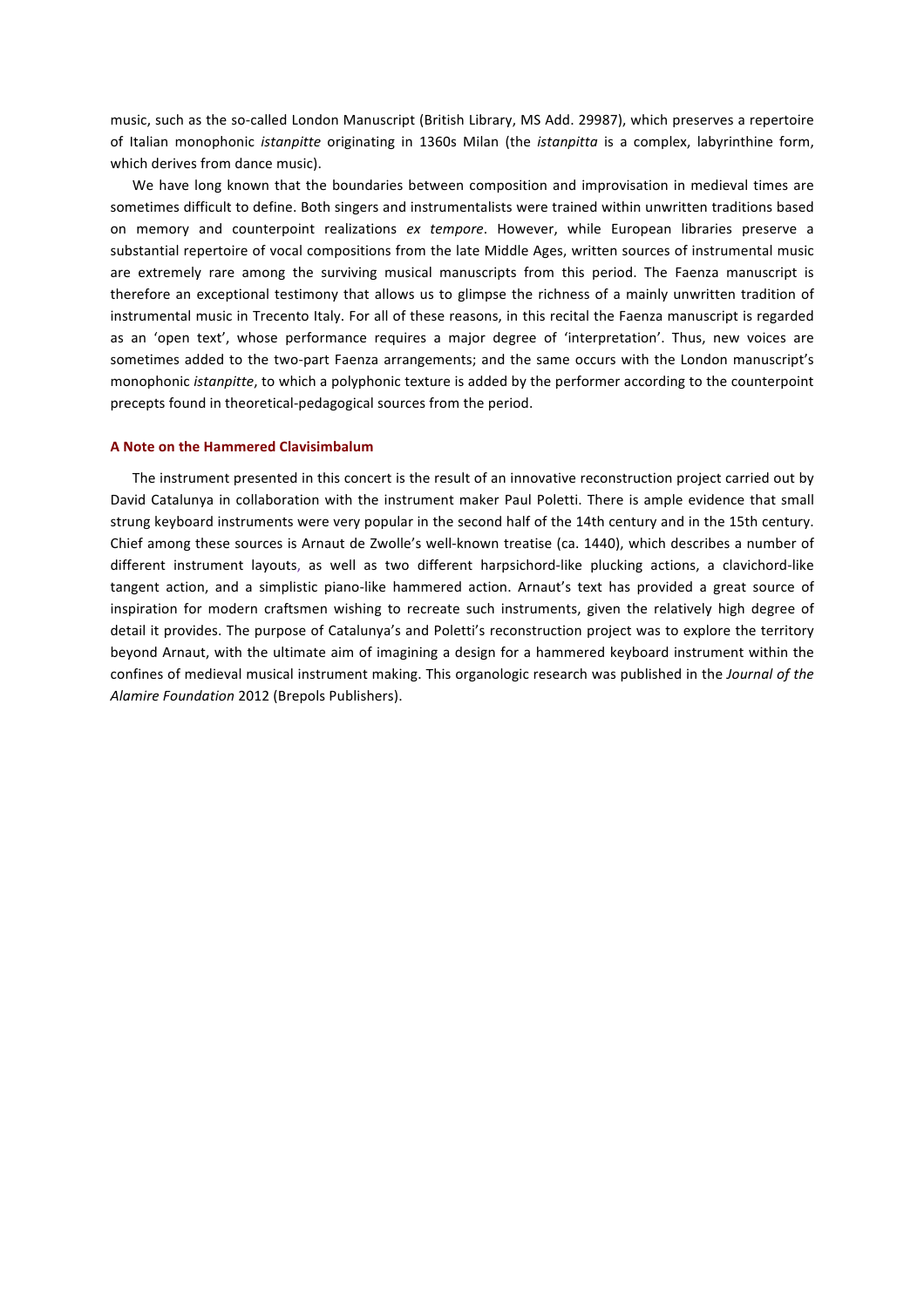music, such as the so-called London Manuscript (British Library, MS Add. 29987), which preserves a repertoire of Italian monophonic *istanpitte* originating in 1360s Milan (the *istanpitta* is a complex, labyrinthine form, which derives from dance music).

We have long known that the boundaries between composition and improvisation in medieval times are sometimes difficult to define. Both singers and instrumentalists were trained within unwritten traditions based on memory and counterpoint realizations *ex tempore*. However, while European libraries preserve a substantial repertoire of vocal compositions from the late Middle Ages, written sources of instrumental music are extremely rare among the surviving musical manuscripts from this period. The Faenza manuscript is therefore an exceptional testimony that allows us to glimpse the richness of a mainly unwritten tradition of instrumental music in Trecento Italy. For all of these reasons, in this recital the Faenza manuscript is regarded as an 'open text', whose performance requires a major degree of 'interpretation'. Thus, new voices are sometimes added to the two-part Faenza arrangements; and the same occurs with the London manuscript's monophonic *istanpitte*, to which a polyphonic texture is added by the performer according to the counterpoint precepts found in theoretical-pedagogical sources from the period.

### A Note on the Hammered Clavisimbalum

The instrument presented in this concert is the result of an innovative reconstruction project carried out by David Catalunya in collaboration with the instrument maker Paul Poletti. There is ample evidence that small strung keyboard instruments were very popular in the second half of the 14th century and in the 15th century. Chief among these sources is Arnaut de Zwolle's well-known treatise (ca. 1440), which describes a number of different instrument layouts, as well as two different harpsichord-like plucking actions, a clavichord-like tangent action, and a simplistic piano-like hammered action. Arnaut's text has provided a great source of inspiration for modern craftsmen wishing to recreate such instruments, given the relatively high degree of detail it provides. The purpose of Catalunya's and Poletti's reconstruction project was to explore the territory beyond Arnaut, with the ultimate aim of imagining a design for a hammered keyboard instrument within the confines of medieval musical instrument making. This organologic research was published in the *Journal of the Alamire Foundation* 2012 (Brepols Publishers).